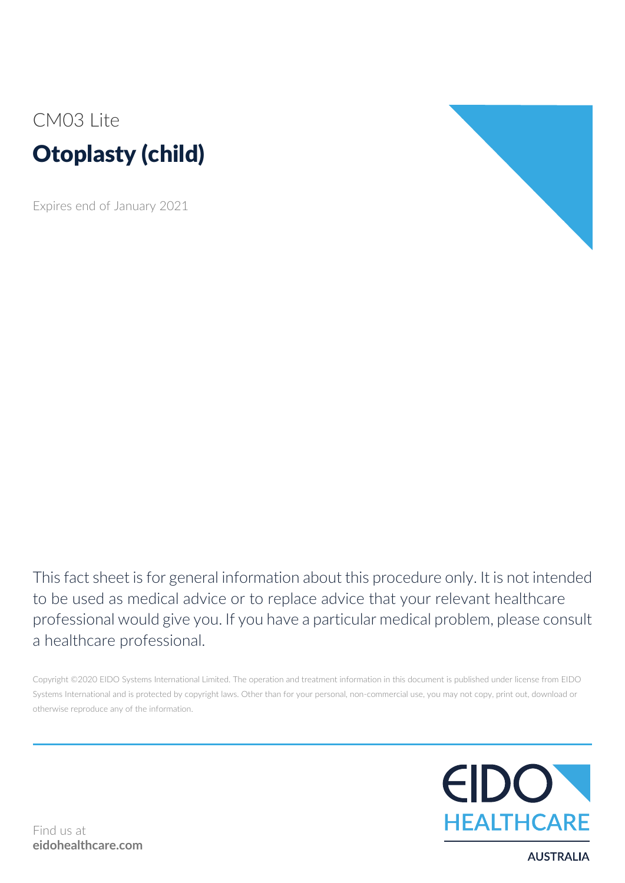CM03 Lite

# Otoplasty (child)

Expires end of January 2021

This fact sheet is for general information about this procedure only. It is not intended to be used as medical advice or to replace advice that your relevant healthcare professional would give you. If you have a particular medical problem, please consult a healthcare professional.

Copyright ©2020 EIDO Systems International Limited. The operation and treatment information in this document is published under license from EIDO Systems International and is protected by copyright laws. Other than for your personal, non-commercial use, you may not copy, print out, download or otherwise reproduce any of the information.

Find us at
**eidohealthcare.com**

EIDO HEALTHCARE
AUSTRALIA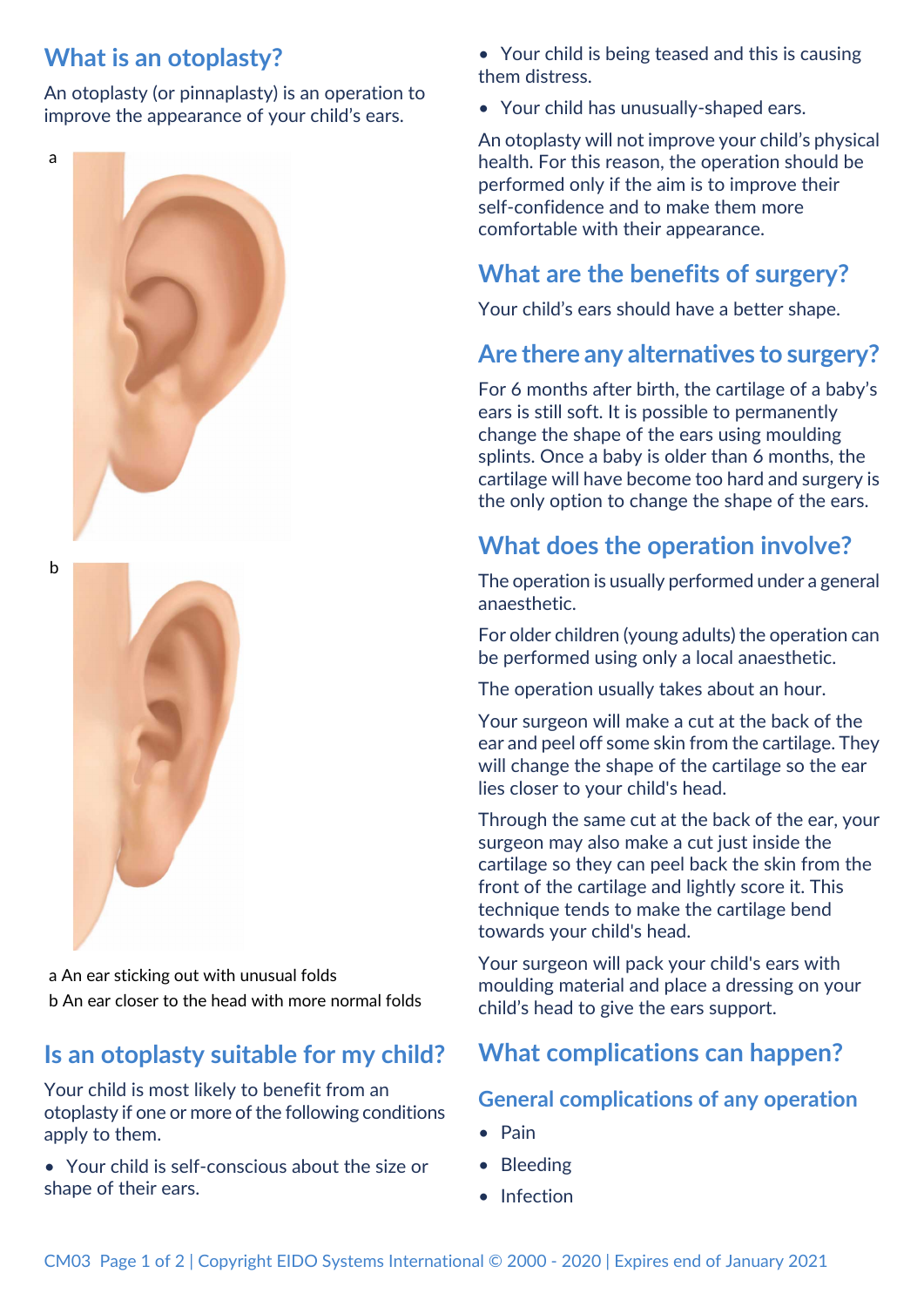## What is an otoplasty?

An otoplasty (or pinnaplasty) is an operation to improve the appearance of your child's ears.

a

b

a An ear sticking out with unusual folds

b An ear closer to the head with more normal folds

## Is an otoplasty suitable for my child?

Your child is most likely to benefit from an otoplasty if one or more of the following conditions apply to them.

- Your child is self-conscious about the size or shape of their ears.
- Your child is being teased and this is causing them distress.
- Your child has unusually-shaped ears.

An otoplasty will not improve your child's physical health. For this reason, the operation should be performed only if the aim is to improve their self-confidence and to make them more comfortable with their appearance.

## What are the benefits of surgery?

Your child's ears should have a better shape.

## Are there any alternatives to surgery?

For 6 months after birth, the cartilage of a baby's ears is still soft. It is possible to permanently change the shape of the ears using moulding splints. Once a baby is older than 6 months, the cartilage will have become too hard and surgery is the only option to change the shape of the ears.

## What does the operation involve?

The operation is usually performed under a general anaesthetic.

For older children (young adults) the operation can be performed using only a local anaesthetic.

The operation usually takes about an hour.

Your surgeon will make a cut at the back of the ear and peel off some skin from the cartilage. They will change the shape of the cartilage so the ear lies closer to your child's head.

Through the same cut at the back of the ear, your surgeon may also make a cut just inside the cartilage so they can peel back the skin from the front of the cartilage and lightly score it. This technique tends to make the cartilage bend towards your child's head.

Your surgeon will pack your child's ears with moulding material and place a dressing on your child's head to give the ears support.

## What complications can happen?

### General complications of any operation

- Pain
- Bleeding
- Infection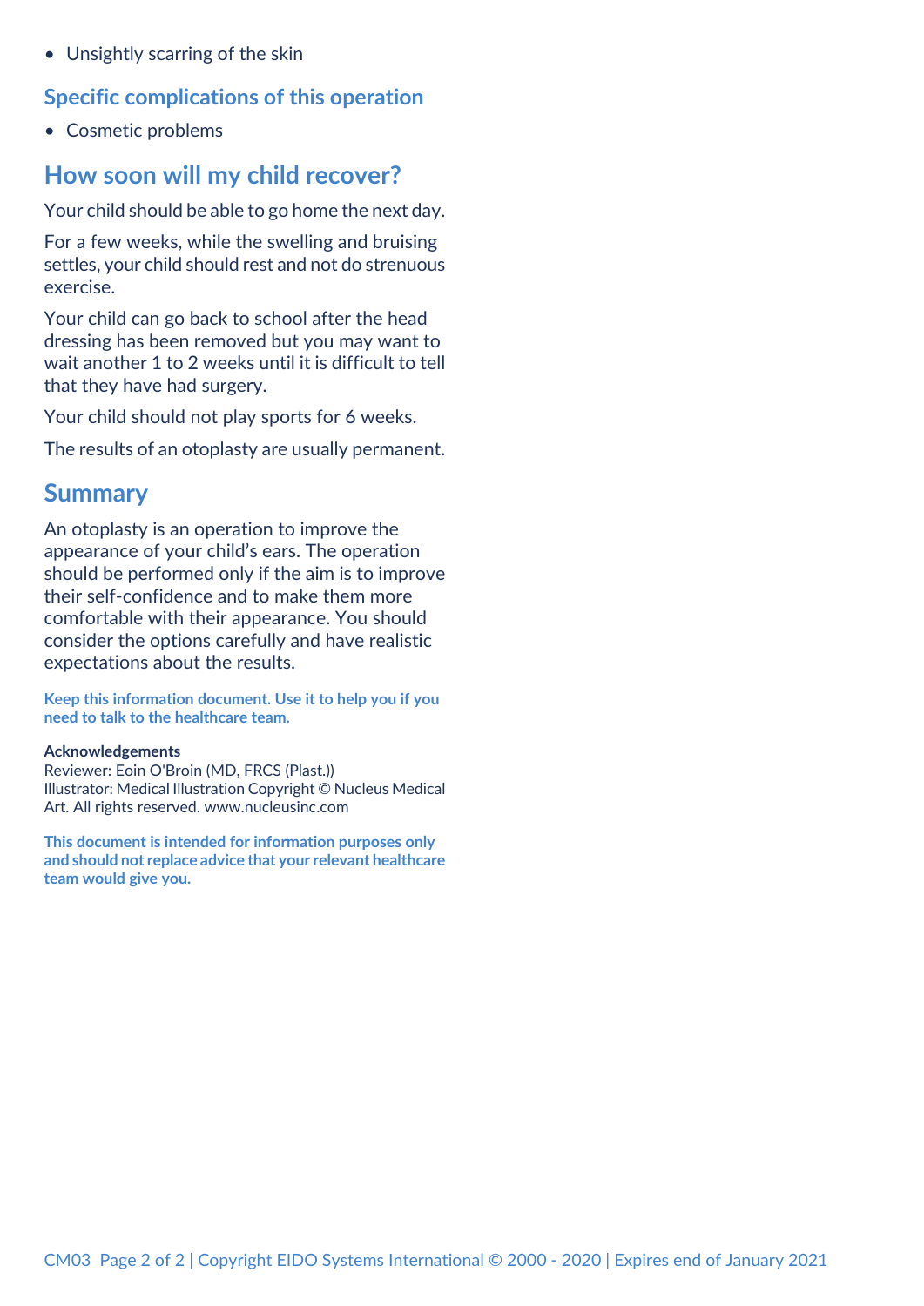- Unsightly scarring of the skin

### Specific complications of this operation

- Cosmetic problems

## How soon will my child recover?

Your child should be able to go home the next day.

For a few weeks, while the swelling and bruising settles, your child should rest and not do strenuous exercise.

Your child can go back to school after the head dressing has been removed but you may want to wait another 1 to 2 weeks until it is difficult to tell that they have had surgery.

Your child should not play sports for 6 weeks.

The results of an otoplasty are usually permanent.

## Summary

An otoplasty is an operation to improve the appearance of your child's ears. The operation should be performed only if the aim is to improve their self-confidence and to make them more comfortable with their appearance. You should consider the options carefully and have realistic expectations about the results.

**Keep this information document. Use it to help you if you need to talk to the healthcare team.**

**Acknowledgements**
Reviewer: Eoin O'Broin (MD, FRCS (Plast.))
Illustrator: Medical Illustration Copyright © Nucleus Medical Art. All rights reserved. www.nucleusinc.com

**This document is intended for information purposes only and should not replace advice that your relevant healthcare team would give you.**